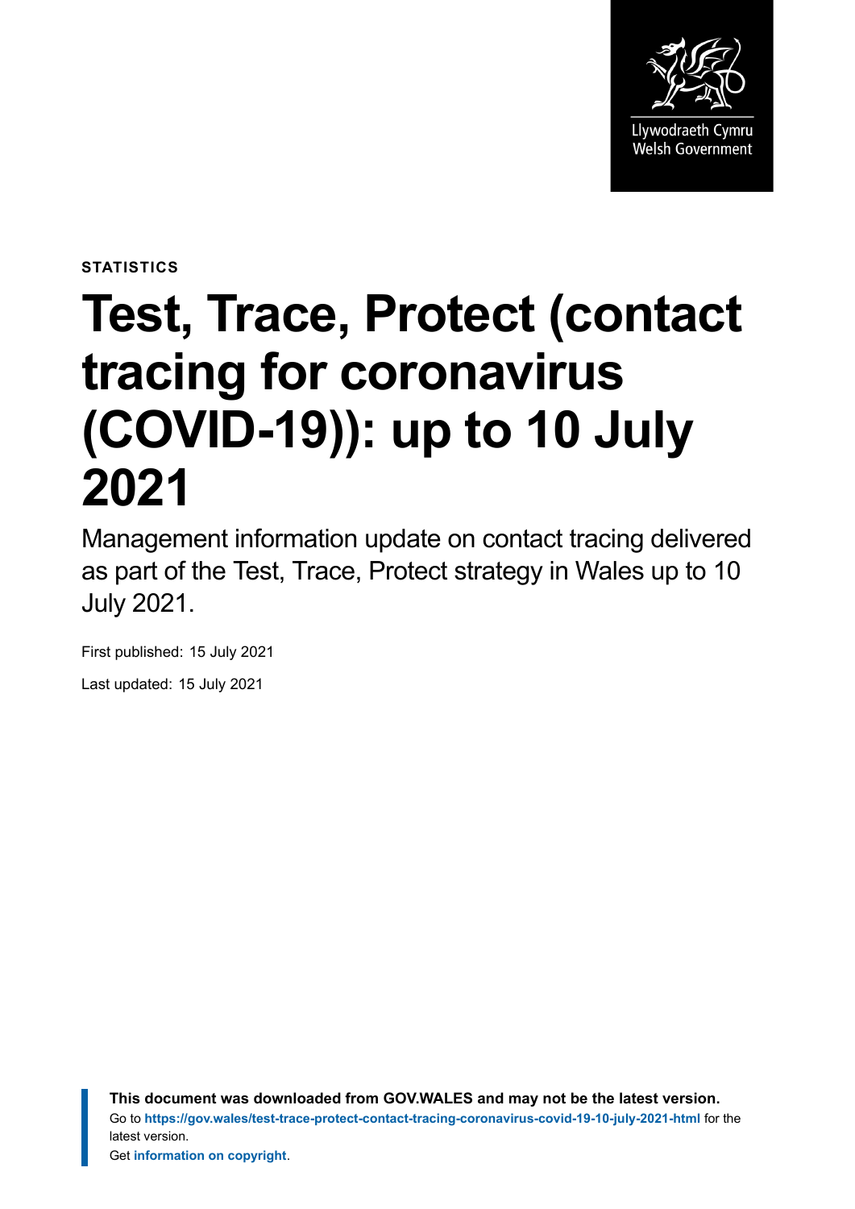Llywodraeth Cymru
Welsh Government

STATISTICS

# Test, Trace, Protect (contact tracing for coronavirus (COVID-19)): up to 10 July 2021

Management information update on contact tracing delivered as part of the Test, Trace, Protect strategy in Wales up to 10 July 2021.

First published: 15 July 2021

Last updated: 15 July 2021

**This document was downloaded from GOV.WALES and may not be the latest version.**
Go to **https://gov.wales/test-trace-protect-contact-tracing-coronavirus-covid-19-10-july-2021-html** for the latest version.
Get **information on copyright**.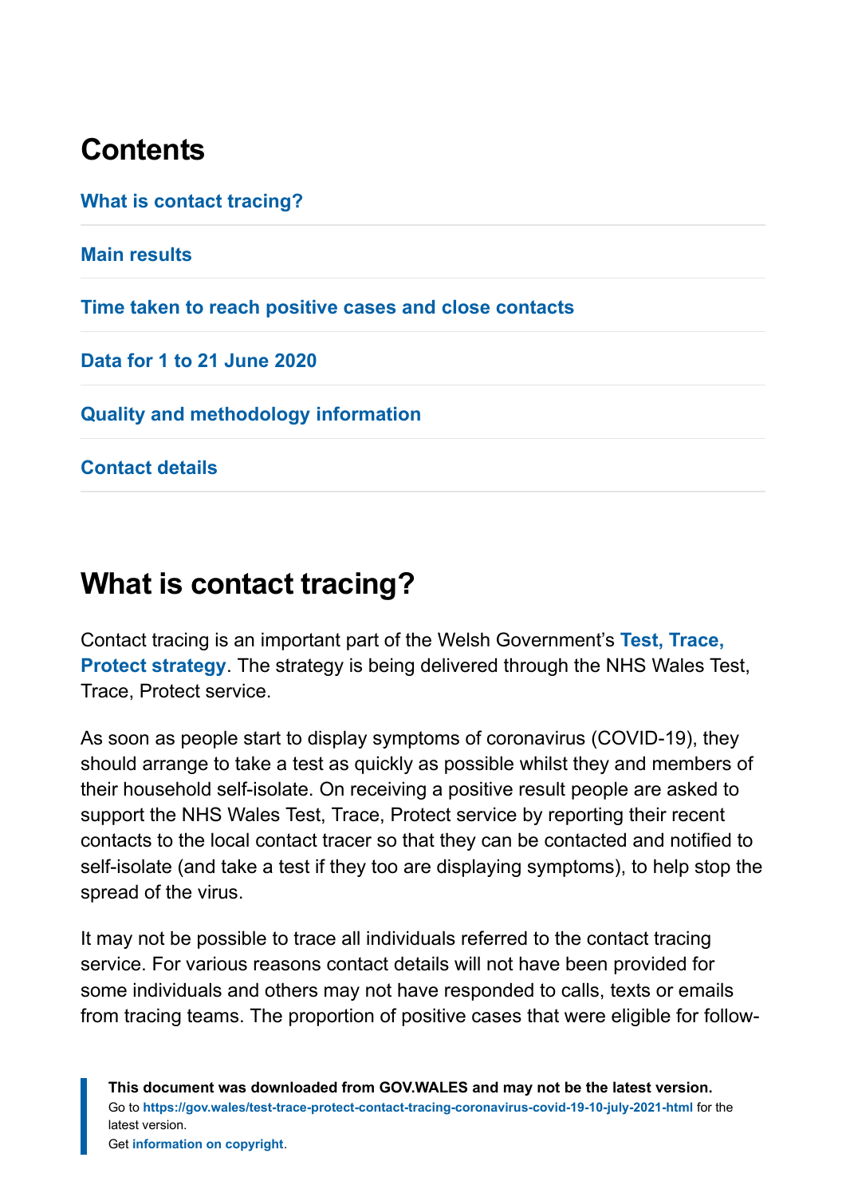## Contents

What is contact tracing?

Main results

Time taken to reach positive cases and close contacts

Data for 1 to 21 June 2020

Quality and methodology information

Contact details

## What is contact tracing?

Contact tracing is an important part of the Welsh Government's **Test, Trace, Protect strategy**. The strategy is being delivered through the NHS Wales Test, Trace, Protect service.

As soon as people start to display symptoms of coronavirus (COVID-19), they should arrange to take a test as quickly as possible whilst they and members of their household self-isolate. On receiving a positive result people are asked to support the NHS Wales Test, Trace, Protect service by reporting their recent contacts to the local contact tracer so that they can be contacted and notified to self-isolate (and take a test if they too are displaying symptoms), to help stop the spread of the virus.

It may not be possible to trace all individuals referred to the contact tracing service. For various reasons contact details will not have been provided for some individuals and others may not have responded to calls, texts or emails from tracing teams. The proportion of positive cases that were eligible for follow-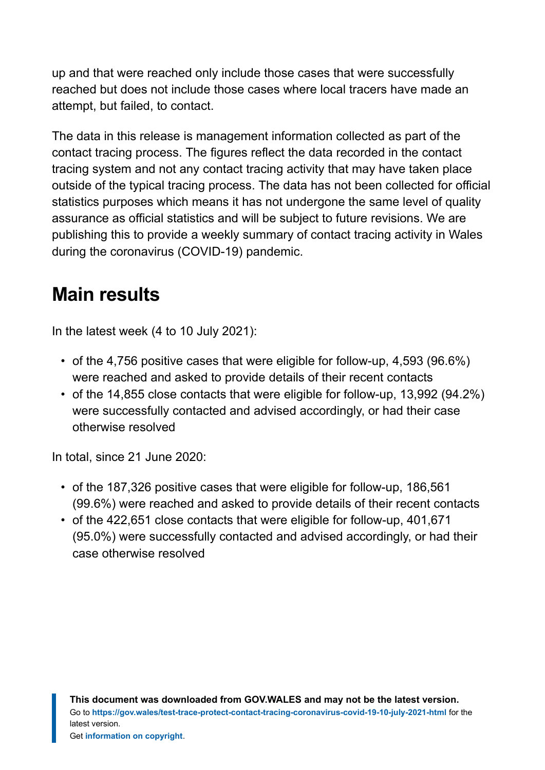up and that were reached only include those cases that were successfully reached but does not include those cases where local tracers have made an attempt, but failed, to contact.

The data in this release is management information collected as part of the contact tracing process. The figures reflect the data recorded in the contact tracing system and not any contact tracing activity that may have taken place outside of the typical tracing process. The data has not been collected for official statistics purposes which means it has not undergone the same level of quality assurance as official statistics and will be subject to future revisions. We are publishing this to provide a weekly summary of contact tracing activity in Wales during the coronavirus (COVID-19) pandemic.

## Main results

In the latest week (4 to 10 July 2021):

- of the 4,756 positive cases that were eligible for follow-up, 4,593 (96.6%) were reached and asked to provide details of their recent contacts
- of the 14,855 close contacts that were eligible for follow-up, 13,992 (94.2%) were successfully contacted and advised accordingly, or had their case otherwise resolved

In total, since 21 June 2020:

- of the 187,326 positive cases that were eligible for follow-up, 186,561 (99.6%) were reached and asked to provide details of their recent contacts
- of the 422,651 close contacts that were eligible for follow-up, 401,671 (95.0%) were successfully contacted and advised accordingly, or had their case otherwise resolved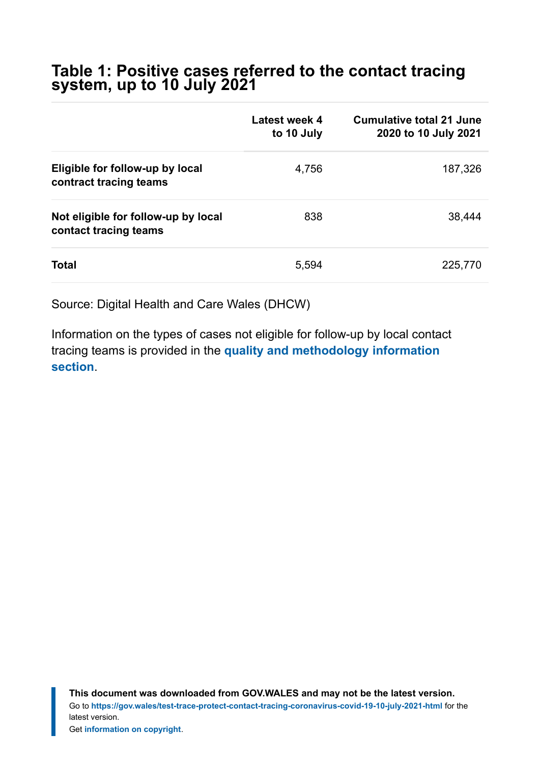## Table 1: Positive cases referred to the contact tracing system, up to 10 July 2021

| | Latest week 4 to 10 July | Cumulative total 21 June 2020 to 10 July 2021 |
|---|---|---|
| **Eligible for follow-up by local contract tracing teams** | 4,756 | 187,326 |
| **Not eligible for follow-up by local contact tracing teams** | 838 | 38,444 |
| **Total** | 5,594 | 225,770 |

Source: Digital Health and Care Wales (DHCW)

Information on the types of cases not eligible for follow-up by local contact tracing teams is provided in the **quality and methodology information section**.

**This document was downloaded from GOV.WALES and may not be the latest version.**
Go to **https://gov.wales/test-trace-protect-contact-tracing-coronavirus-covid-19-10-july-2021-html** for the latest version.
Get **information on copyright**.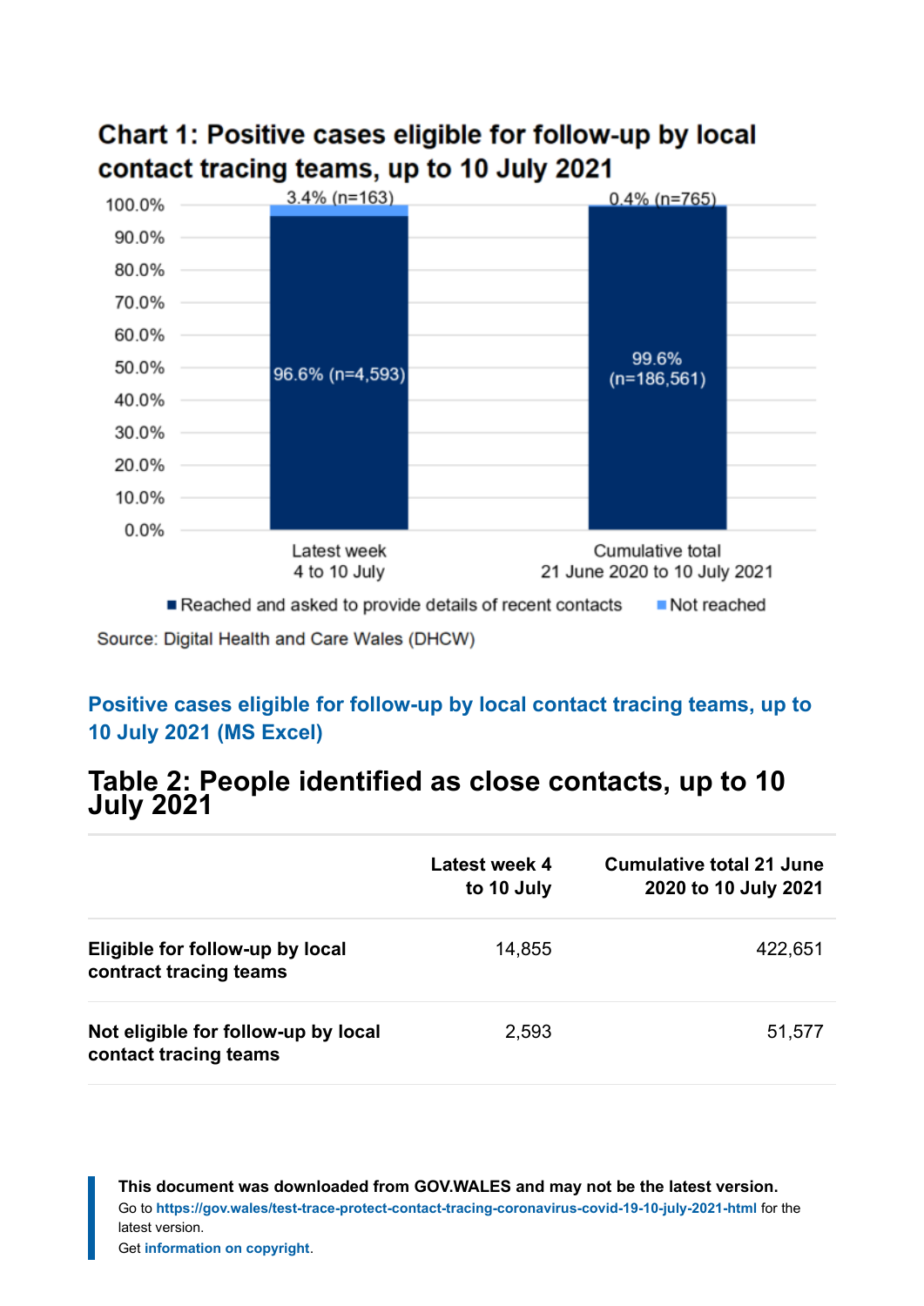## Chart 1: Positive cases eligible for follow-up by local contact tracing teams, up to 10 July 2021

| | Reached and asked to provide details of recent contacts | Not reached |
|---|---|---|
| Latest week 4 to 10 July | 96.6% (n=4,593) | 3.4% (n=163) |
| Cumulative total 21 June 2020 to 10 July 2021 | 99.6% (n=186,561) | 0.4% (n=765) |

Source: Digital Health and Care Wales (DHCW)

**Positive cases eligible for follow-up by local contact tracing teams, up to 10 July 2021 (MS Excel)**

## Table 2: People identified as close contacts, up to 10 July 2021

| | Latest week 4 to 10 July | Cumulative total 21 June 2020 to 10 July 2021 |
|---|---|---|
| **Eligible for follow-up by local contract tracing teams** | 14,855 | 422,651 |
| **Not eligible for follow-up by local contact tracing teams** | 2,593 | 51,577 |

**This document was downloaded from GOV.WALES and may not be the latest version.**
Go to **https://gov.wales/test-trace-protect-contact-tracing-coronavirus-covid-19-10-july-2021-html** for the latest version.
Get **information on copyright**.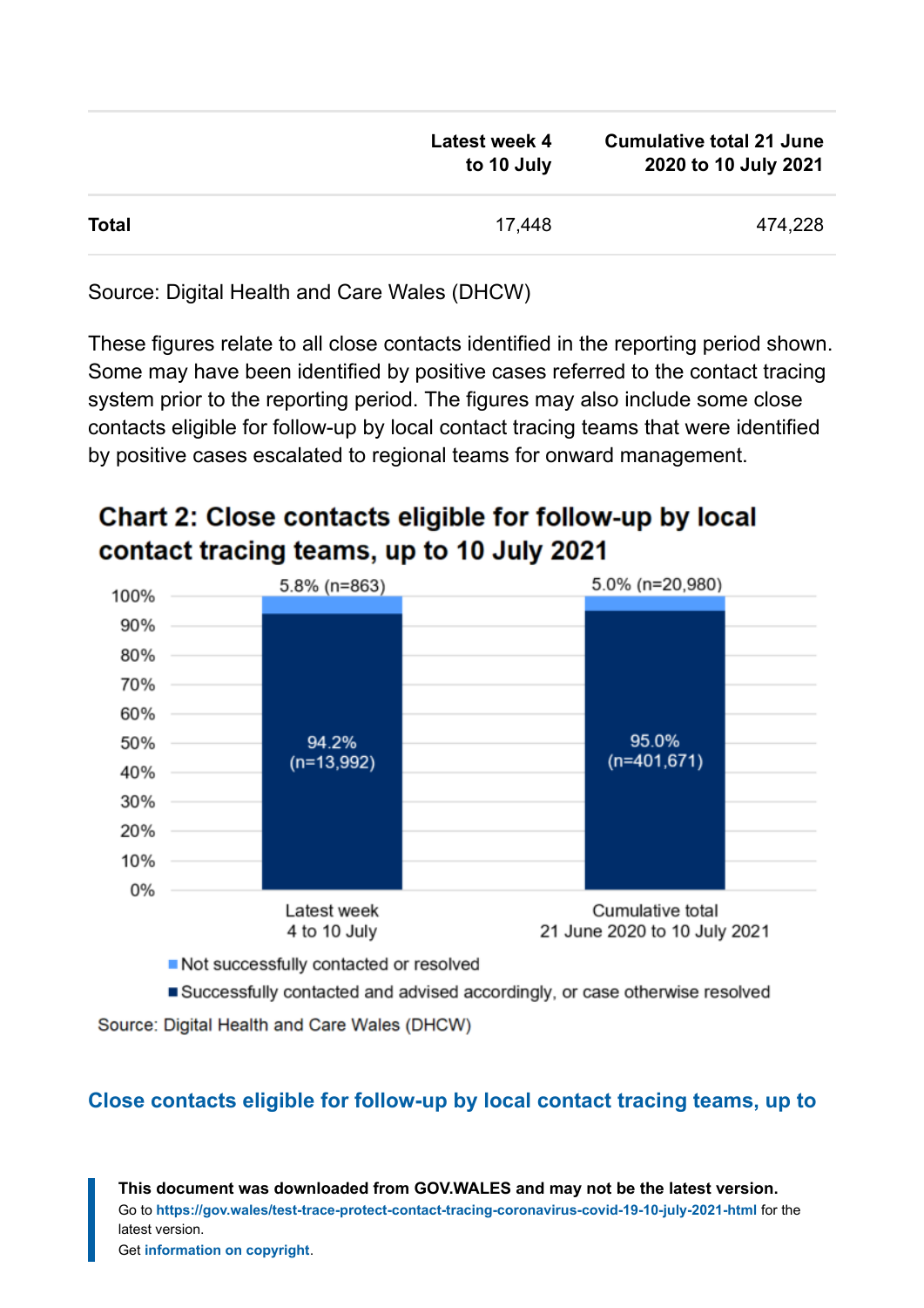| | Latest week 4 to 10 July | Cumulative total 21 June 2020 to 10 July 2021 |
|---|---|---|
| **Total** | 17,448 | 474,228 |

Source: Digital Health and Care Wales (DHCW)

These figures relate to all close contacts identified in the reporting period shown. Some may have been identified by positive cases referred to the contact tracing system prior to the reporting period. The figures may also include some close contacts eligible for follow-up by local contact tracing teams that were identified by positive cases escalated to regional teams for onward management.

## Chart 2: Close contacts eligible for follow-up by local contact tracing teams, up to 10 July 2021

| | Latest week 4 to 10 July | Cumulative total 21 June 2020 to 10 July 2021 |
|---|---|---|
| Not successfully contacted or resolved | 5.8% (n=863) | 5.0% (n=20,980) |
| Successfully contacted and advised accordingly, or case otherwise resolved | 94.2% (n=13,992) | 95.0% (n=401,671) |

Source: Digital Health and Care Wales (DHCW)

### Close contacts eligible for follow-up by local contact tracing teams, up to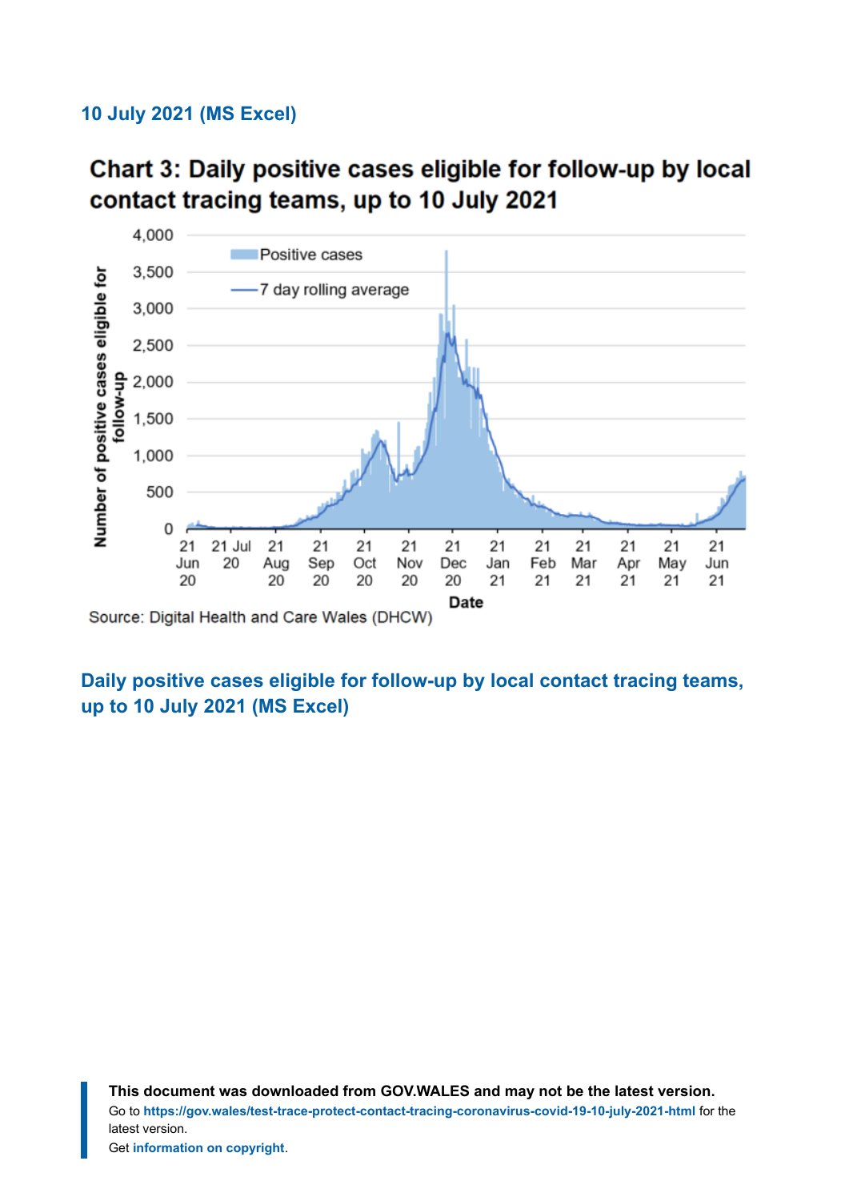[10 July 2021 (MS Excel)]

## Chart 3: Daily positive cases eligible for follow-up by local contact tracing teams, up to 10 July 2021

Source: Digital Health and Care Wales (DHCW)

[Daily positive cases eligible for follow-up by local contact tracing teams, up to 10 July 2021 (MS Excel)]

**This document was downloaded from GOV.WALES and may not be the latest version.**
Go to **https://gov.wales/test-trace-protect-contact-tracing-coronavirus-covid-19-10-july-2021-html** for the latest version.
Get **information on copyright**.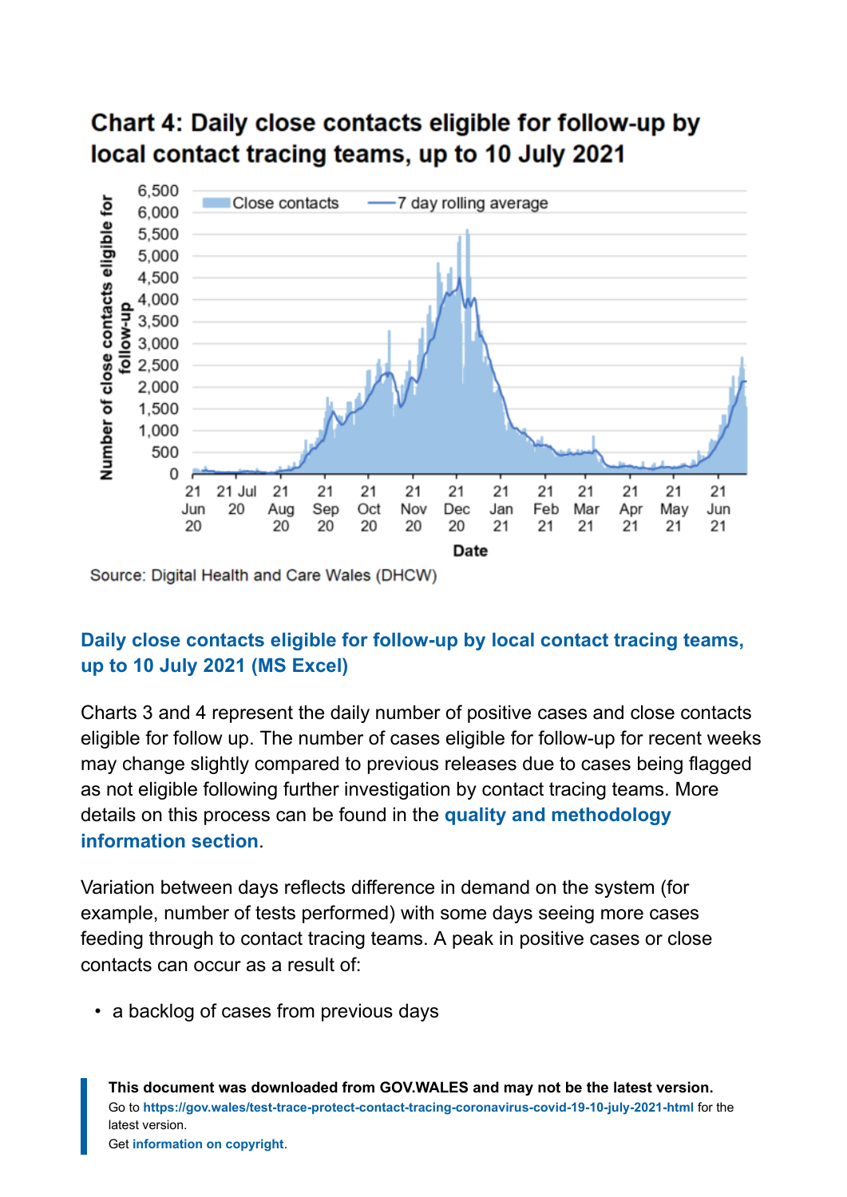## Chart 4: Daily close contacts eligible for follow-up by local contact tracing teams, up to 10 July 2021

Source: Digital Health and Care Wales (DHCW)

**Daily close contacts eligible for follow-up by local contact tracing teams, up to 10 July 2021 (MS Excel)**

Charts 3 and 4 represent the daily number of positive cases and close contacts eligible for follow up. The number of cases eligible for follow-up for recent weeks may change slightly compared to previous releases due to cases being flagged as not eligible following further investigation by contact tracing teams. More details on this process can be found in the **quality and methodology information section**.

Variation between days reflects difference in demand on the system (for example, number of tests performed) with some days seeing more cases feeding through to contact tracing teams. A peak in positive cases or close contacts can occur as a result of:

- a backlog of cases from previous days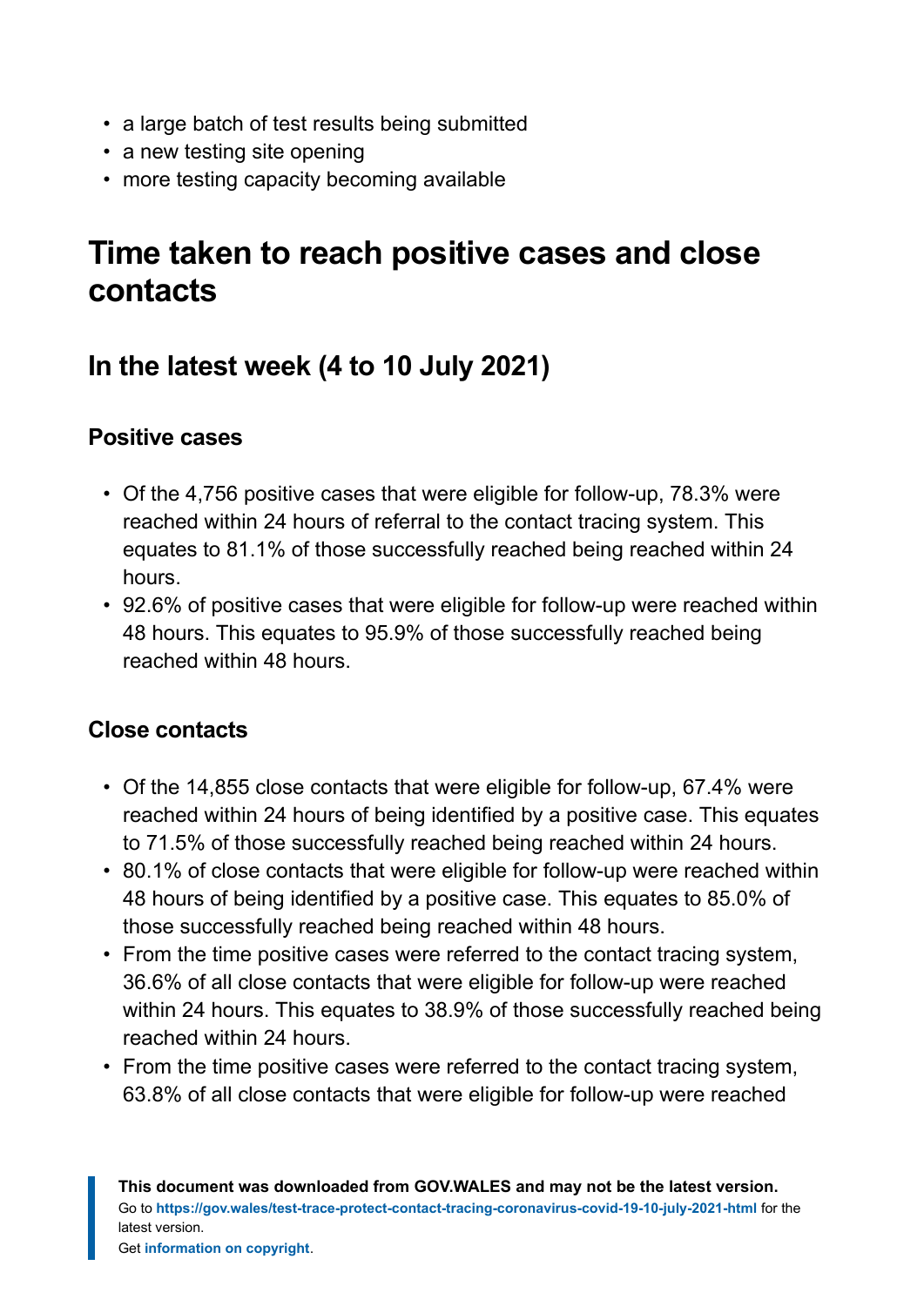- a large batch of test results being submitted
- a new testing site opening
- more testing capacity becoming available

## Time taken to reach positive cases and close contacts

### In the latest week (4 to 10 July 2021)

#### Positive cases

- Of the 4,756 positive cases that were eligible for follow-up, 78.3% were reached within 24 hours of referral to the contact tracing system. This equates to 81.1% of those successfully reached being reached within 24 hours.
- 92.6% of positive cases that were eligible for follow-up were reached within 48 hours. This equates to 95.9% of those successfully reached being reached within 48 hours.

#### Close contacts

- Of the 14,855 close contacts that were eligible for follow-up, 67.4% were reached within 24 hours of being identified by a positive case. This equates to 71.5% of those successfully reached being reached within 24 hours.
- 80.1% of close contacts that were eligible for follow-up were reached within 48 hours of being identified by a positive case. This equates to 85.0% of those successfully reached being reached within 48 hours.
- From the time positive cases were referred to the contact tracing system, 36.6% of all close contacts that were eligible for follow-up were reached within 24 hours. This equates to 38.9% of those successfully reached being reached within 24 hours.
- From the time positive cases were referred to the contact tracing system, 63.8% of all close contacts that were eligible for follow-up were reached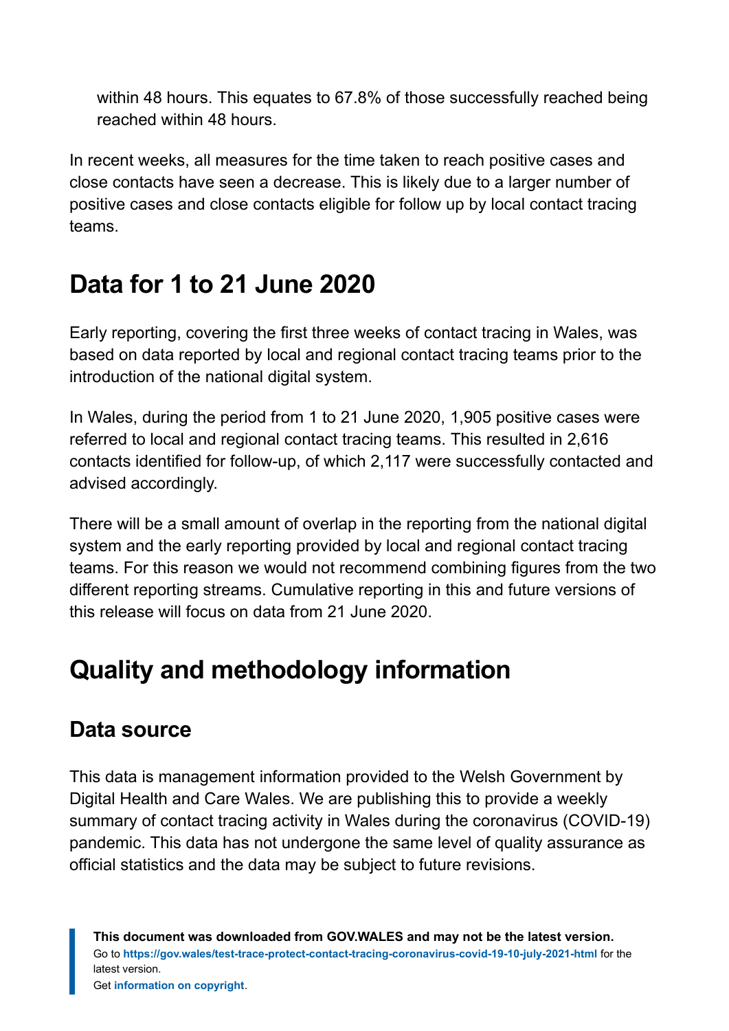within 48 hours. This equates to 67.8% of those successfully reached being reached within 48 hours.

In recent weeks, all measures for the time taken to reach positive cases and close contacts have seen a decrease. This is likely due to a larger number of positive cases and close contacts eligible for follow up by local contact tracing teams.

## Data for 1 to 21 June 2020

Early reporting, covering the first three weeks of contact tracing in Wales, was based on data reported by local and regional contact tracing teams prior to the introduction of the national digital system.

In Wales, during the period from 1 to 21 June 2020, 1,905 positive cases were referred to local and regional contact tracing teams. This resulted in 2,616 contacts identified for follow-up, of which 2,117 were successfully contacted and advised accordingly.

There will be a small amount of overlap in the reporting from the national digital system and the early reporting provided by local and regional contact tracing teams. For this reason we would not recommend combining figures from the two different reporting streams. Cumulative reporting in this and future versions of this release will focus on data from 21 June 2020.

## Quality and methodology information

### Data source

This data is management information provided to the Welsh Government by Digital Health and Care Wales. We are publishing this to provide a weekly summary of contact tracing activity in Wales during the coronavirus (COVID-19) pandemic. This data has not undergone the same level of quality assurance as official statistics and the data may be subject to future revisions.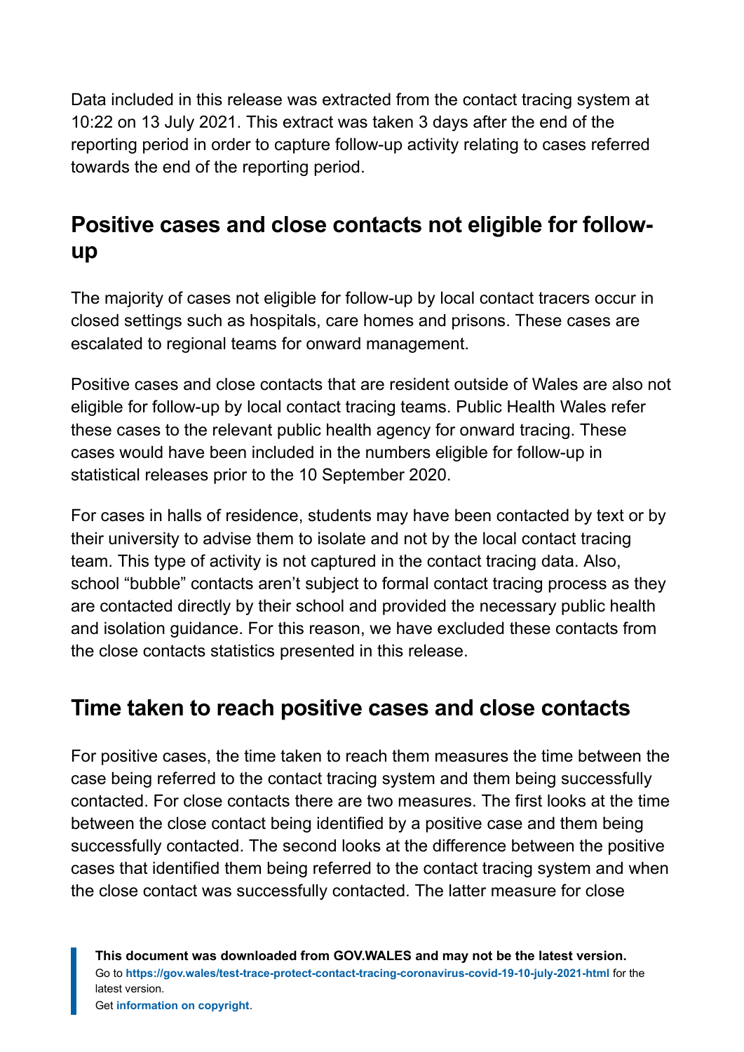Data included in this release was extracted from the contact tracing system at 10:22 on 13 July 2021. This extract was taken 3 days after the end of the reporting period in order to capture follow-up activity relating to cases referred towards the end of the reporting period.

## Positive cases and close contacts not eligible for follow-up

The majority of cases not eligible for follow-up by local contact tracers occur in closed settings such as hospitals, care homes and prisons. These cases are escalated to regional teams for onward management.

Positive cases and close contacts that are resident outside of Wales are also not eligible for follow-up by local contact tracing teams. Public Health Wales refer these cases to the relevant public health agency for onward tracing. These cases would have been included in the numbers eligible for follow-up in statistical releases prior to the 10 September 2020.

For cases in halls of residence, students may have been contacted by text or by their university to advise them to isolate and not by the local contact tracing team. This type of activity is not captured in the contact tracing data. Also, school “bubble” contacts aren’t subject to formal contact tracing process as they are contacted directly by their school and provided the necessary public health and isolation guidance. For this reason, we have excluded these contacts from the close contacts statistics presented in this release.

## Time taken to reach positive cases and close contacts

For positive cases, the time taken to reach them measures the time between the case being referred to the contact tracing system and them being successfully contacted. For close contacts there are two measures. The first looks at the time between the close contact being identified by a positive case and them being successfully contacted. The second looks at the difference between the positive cases that identified them being referred to the contact tracing system and when the close contact was successfully contacted. The latter measure for close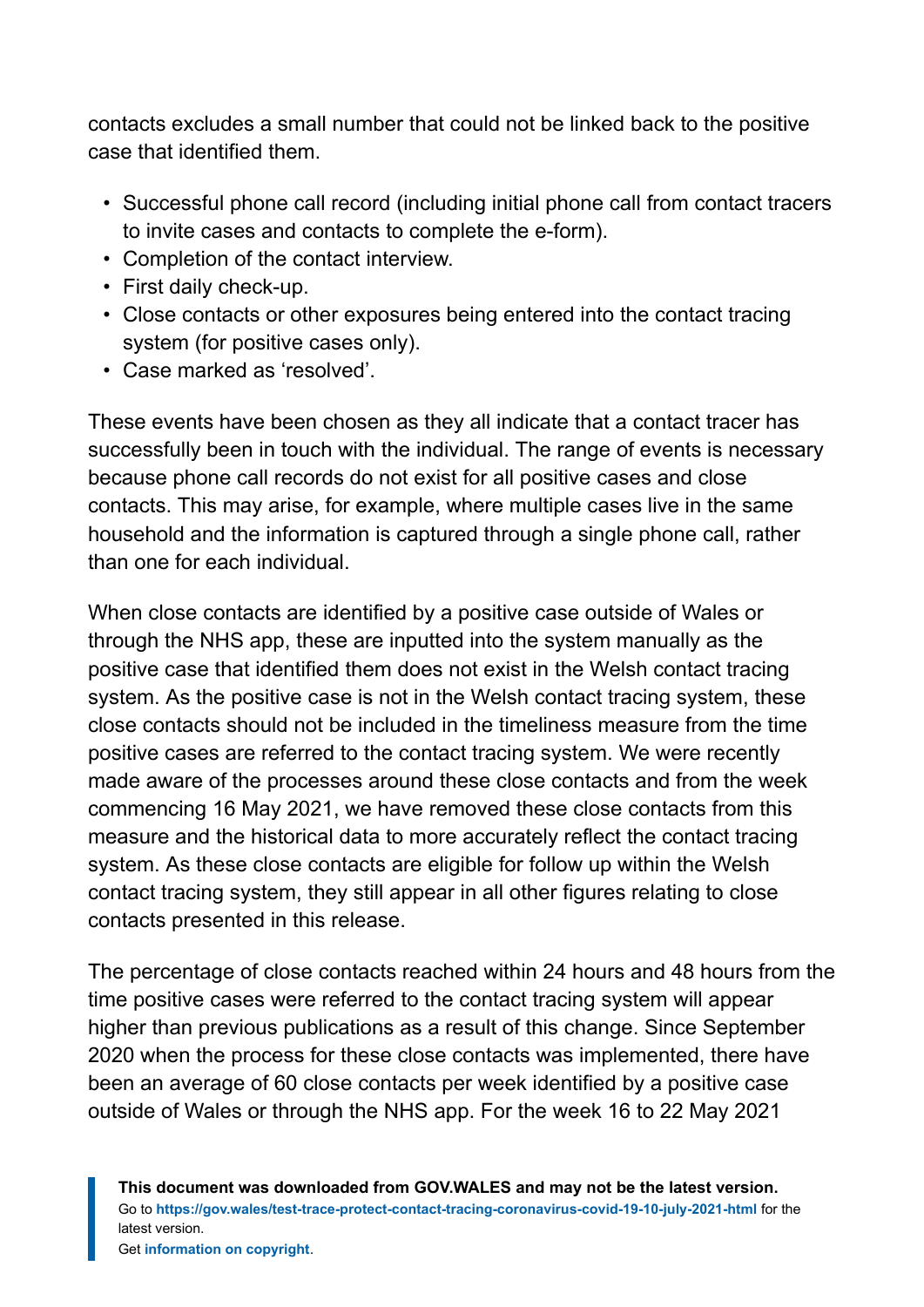contacts excludes a small number that could not be linked back to the positive case that identified them.

- Successful phone call record (including initial phone call from contact tracers to invite cases and contacts to complete the e-form).
- Completion of the contact interview.
- First daily check-up.
- Close contacts or other exposures being entered into the contact tracing system (for positive cases only).
- Case marked as 'resolved'.

These events have been chosen as they all indicate that a contact tracer has successfully been in touch with the individual. The range of events is necessary because phone call records do not exist for all positive cases and close contacts. This may arise, for example, where multiple cases live in the same household and the information is captured through a single phone call, rather than one for each individual.

When close contacts are identified by a positive case outside of Wales or through the NHS app, these are inputted into the system manually as the positive case that identified them does not exist in the Welsh contact tracing system. As the positive case is not in the Welsh contact tracing system, these close contacts should not be included in the timeliness measure from the time positive cases are referred to the contact tracing system. We were recently made aware of the processes around these close contacts and from the week commencing 16 May 2021, we have removed these close contacts from this measure and the historical data to more accurately reflect the contact tracing system. As these close contacts are eligible for follow up within the Welsh contact tracing system, they still appear in all other figures relating to close contacts presented in this release.

The percentage of close contacts reached within 24 hours and 48 hours from the time positive cases were referred to the contact tracing system will appear higher than previous publications as a result of this change. Since September 2020 when the process for these close contacts was implemented, there have been an average of 60 close contacts per week identified by a positive case outside of Wales or through the NHS app. For the week 16 to 22 May 2021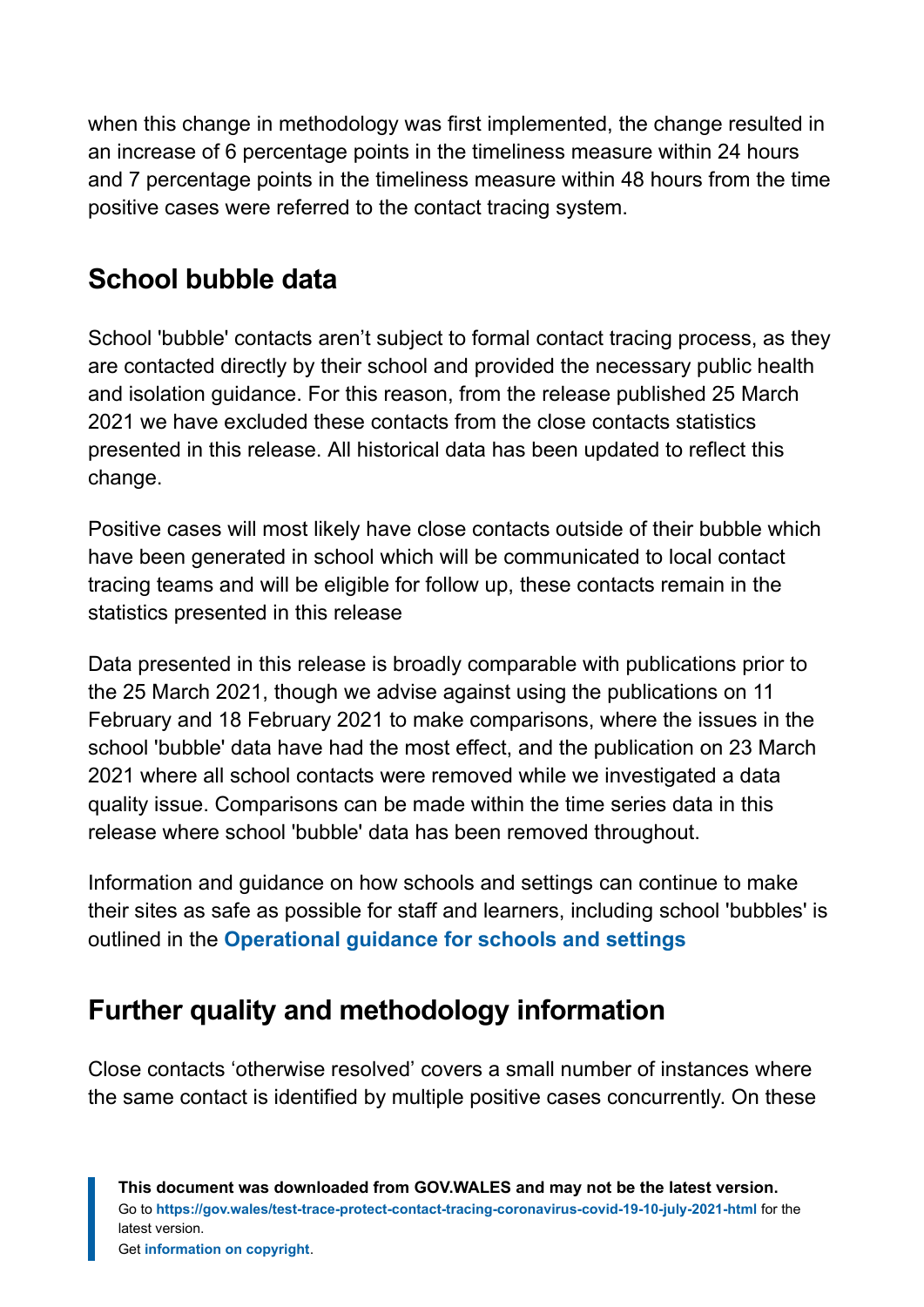when this change in methodology was first implemented, the change resulted in an increase of 6 percentage points in the timeliness measure within 24 hours and 7 percentage points in the timeliness measure within 48 hours from the time positive cases were referred to the contact tracing system.

## School bubble data

School 'bubble' contacts aren't subject to formal contact tracing process, as they are contacted directly by their school and provided the necessary public health and isolation guidance. For this reason, from the release published 25 March 2021 we have excluded these contacts from the close contacts statistics presented in this release. All historical data has been updated to reflect this change.

Positive cases will most likely have close contacts outside of their bubble which have been generated in school which will be communicated to local contact tracing teams and will be eligible for follow up, these contacts remain in the statistics presented in this release

Data presented in this release is broadly comparable with publications prior to the 25 March 2021, though we advise against using the publications on 11 February and 18 February 2021 to make comparisons, where the issues in the school 'bubble' data have had the most effect, and the publication on 23 March 2021 where all school contacts were removed while we investigated a data quality issue. Comparisons can be made within the time series data in this release where school 'bubble' data has been removed throughout.

Information and guidance on how schools and settings can continue to make their sites as safe as possible for staff and learners, including school 'bubbles' is outlined in the **Operational guidance for schools and settings**

## Further quality and methodology information

Close contacts 'otherwise resolved' covers a small number of instances where the same contact is identified by multiple positive cases concurrently. On these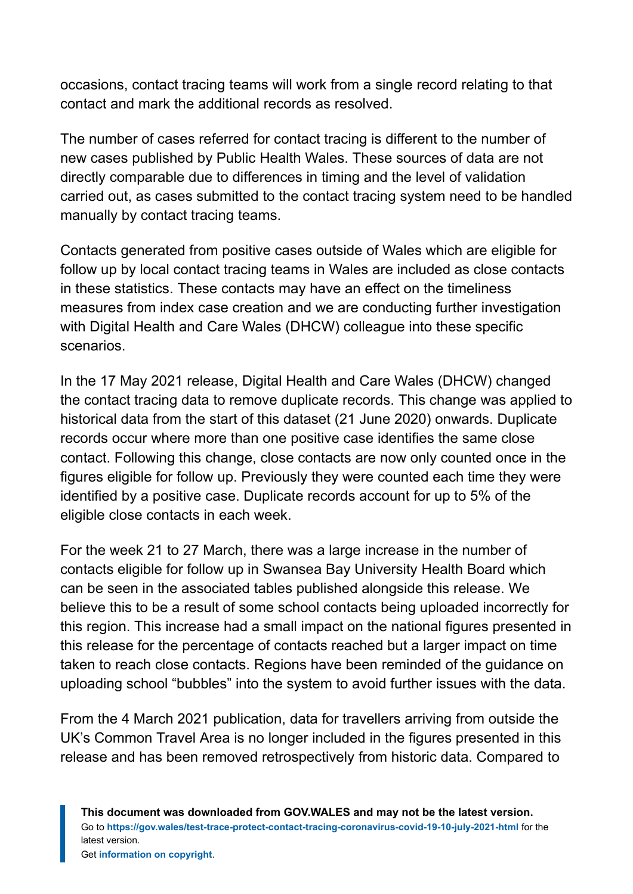occasions, contact tracing teams will work from a single record relating to that contact and mark the additional records as resolved.

The number of cases referred for contact tracing is different to the number of new cases published by Public Health Wales. These sources of data are not directly comparable due to differences in timing and the level of validation carried out, as cases submitted to the contact tracing system need to be handled manually by contact tracing teams.

Contacts generated from positive cases outside of Wales which are eligible for follow up by local contact tracing teams in Wales are included as close contacts in these statistics. These contacts may have an effect on the timeliness measures from index case creation and we are conducting further investigation with Digital Health and Care Wales (DHCW) colleague into these specific scenarios.

In the 17 May 2021 release, Digital Health and Care Wales (DHCW) changed the contact tracing data to remove duplicate records. This change was applied to historical data from the start of this dataset (21 June 2020) onwards. Duplicate records occur where more than one positive case identifies the same close contact. Following this change, close contacts are now only counted once in the figures eligible for follow up. Previously they were counted each time they were identified by a positive case. Duplicate records account for up to 5% of the eligible close contacts in each week.

For the week 21 to 27 March, there was a large increase in the number of contacts eligible for follow up in Swansea Bay University Health Board which can be seen in the associated tables published alongside this release. We believe this to be a result of some school contacts being uploaded incorrectly for this region. This increase had a small impact on the national figures presented in this release for the percentage of contacts reached but a larger impact on time taken to reach close contacts. Regions have been reminded of the guidance on uploading school "bubbles" into the system to avoid further issues with the data.

From the 4 March 2021 publication, data for travellers arriving from outside the UK's Common Travel Area is no longer included in the figures presented in this release and has been removed retrospectively from historic data. Compared to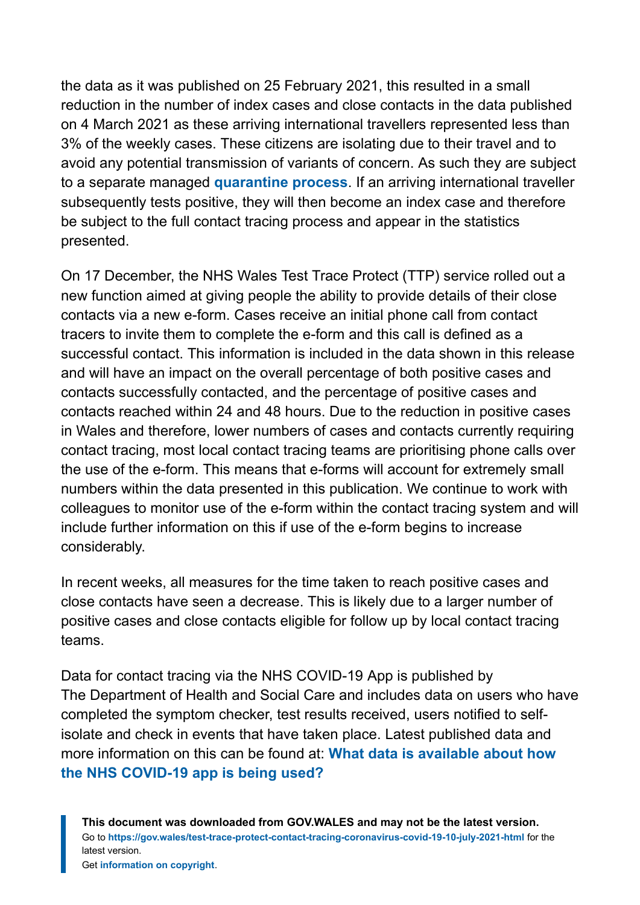the data as it was published on 25 February 2021, this resulted in a small reduction in the number of index cases and close contacts in the data published on 4 March 2021 as these arriving international travellers represented less than 3% of the weekly cases. These citizens are isolating due to their travel and to avoid any potential transmission of variants of concern. As such they are subject to a separate managed **quarantine process**. If an arriving international traveller subsequently tests positive, they will then become an index case and therefore be subject to the full contact tracing process and appear in the statistics presented.

On 17 December, the NHS Wales Test Trace Protect (TTP) service rolled out a new function aimed at giving people the ability to provide details of their close contacts via a new e-form. Cases receive an initial phone call from contact tracers to invite them to complete the e-form and this call is defined as a successful contact. This information is included in the data shown in this release and will have an impact on the overall percentage of both positive cases and contacts successfully contacted, and the percentage of positive cases and contacts reached within 24 and 48 hours. Due to the reduction in positive cases in Wales and therefore, lower numbers of cases and contacts currently requiring contact tracing, most local contact tracing teams are prioritising phone calls over the use of the e-form. This means that e-forms will account for extremely small numbers within the data presented in this publication. We continue to work with colleagues to monitor use of the e-form within the contact tracing system and will include further information on this if use of the e-form begins to increase considerably.

In recent weeks, all measures for the time taken to reach positive cases and close contacts have seen a decrease. This is likely due to a larger number of positive cases and close contacts eligible for follow up by local contact tracing teams.

Data for contact tracing via the NHS COVID-19 App is published by The Department of Health and Social Care and includes data on users who have completed the symptom checker, test results received, users notified to self-isolate and check in events that have taken place. Latest published data and more information on this can be found at: **What data is available about how the NHS COVID-19 app is being used?**

**This document was downloaded from GOV.WALES and may not be the latest version.**
Go to **https://gov.wales/test-trace-protect-contact-tracing-coronavirus-covid-19-10-july-2021-html** for the latest version.
Get **information on copyright**.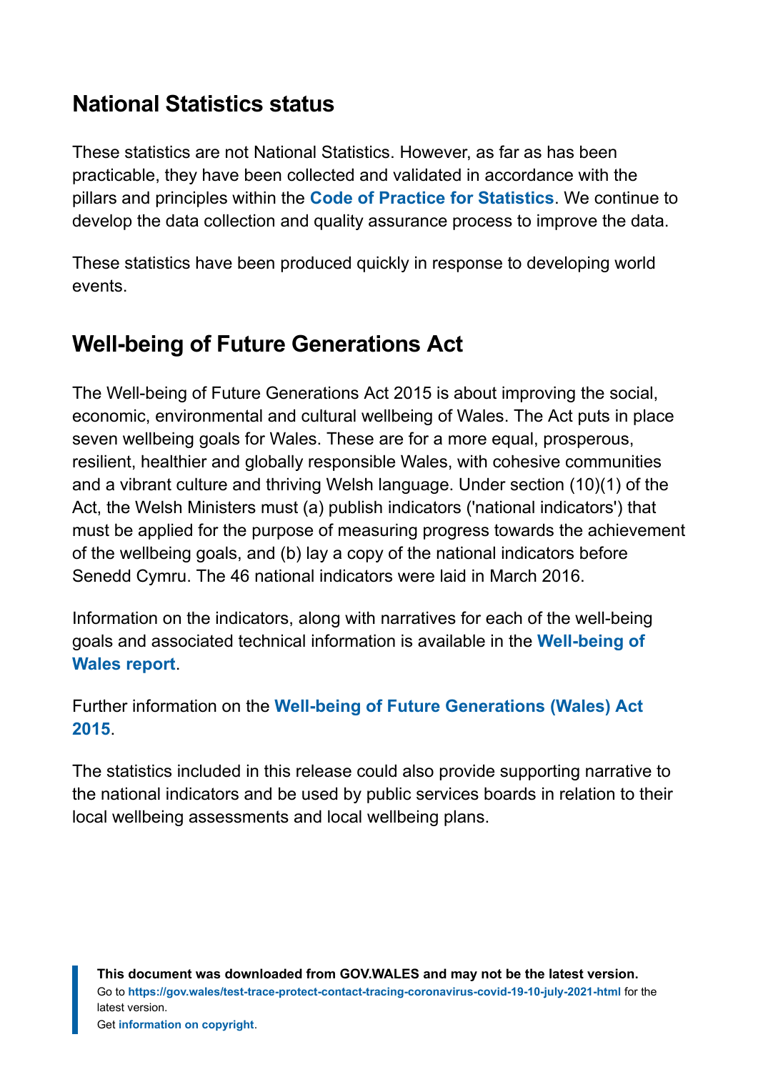## National Statistics status

These statistics are not National Statistics. However, as far as has been practicable, they have been collected and validated in accordance with the pillars and principles within the **Code of Practice for Statistics**. We continue to develop the data collection and quality assurance process to improve the data.

These statistics have been produced quickly in response to developing world events.

## Well-being of Future Generations Act

The Well-being of Future Generations Act 2015 is about improving the social, economic, environmental and cultural wellbeing of Wales. The Act puts in place seven wellbeing goals for Wales. These are for a more equal, prosperous, resilient, healthier and globally responsible Wales, with cohesive communities and a vibrant culture and thriving Welsh language. Under section (10)(1) of the Act, the Welsh Ministers must (a) publish indicators ('national indicators') that must be applied for the purpose of measuring progress towards the achievement of the wellbeing goals, and (b) lay a copy of the national indicators before Senedd Cymru. The 46 national indicators were laid in March 2016.

Information on the indicators, along with narratives for each of the well-being goals and associated technical information is available in the **Well-being of Wales report**.

Further information on the **Well-being of Future Generations (Wales) Act 2015**.

The statistics included in this release could also provide supporting narrative to the national indicators and be used by public services boards in relation to their local wellbeing assessments and local wellbeing plans.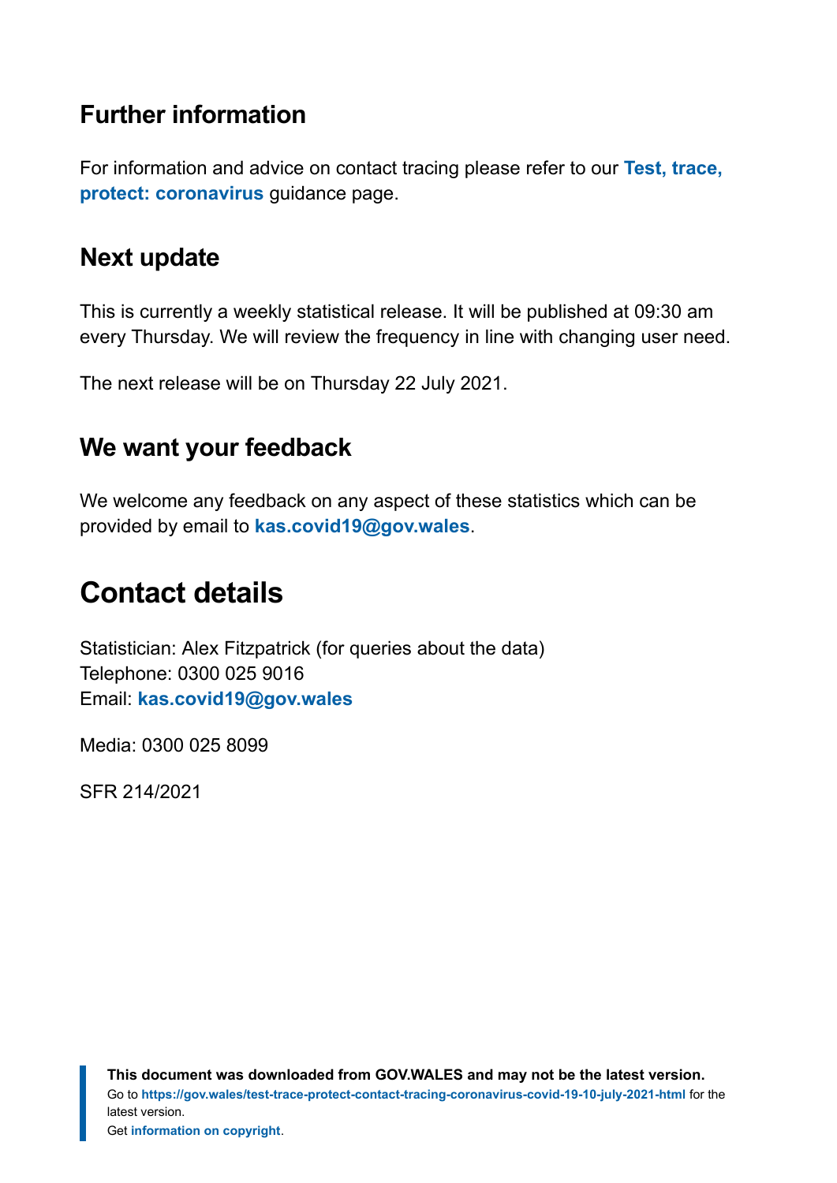## Further information

For information and advice on contact tracing please refer to our **Test, trace, protect: coronavirus** guidance page.

## Next update

This is currently a weekly statistical release. It will be published at 09:30 am every Thursday. We will review the frequency in line with changing user need.

The next release will be on Thursday 22 July 2021.

## We want your feedback

We welcome any feedback on any aspect of these statistics which can be provided by email to **kas.covid19@gov.wales**.

# Contact details

Statistician: Alex Fitzpatrick (for queries about the data)
Telephone: 0300 025 9016
Email: **kas.covid19@gov.wales**

Media: 0300 025 8099

SFR 214/2021

**This document was downloaded from GOV.WALES and may not be the latest version.**
Go to **https://gov.wales/test-trace-protect-contact-tracing-coronavirus-covid-19-10-july-2021-html** for the latest version.
Get **information on copyright**.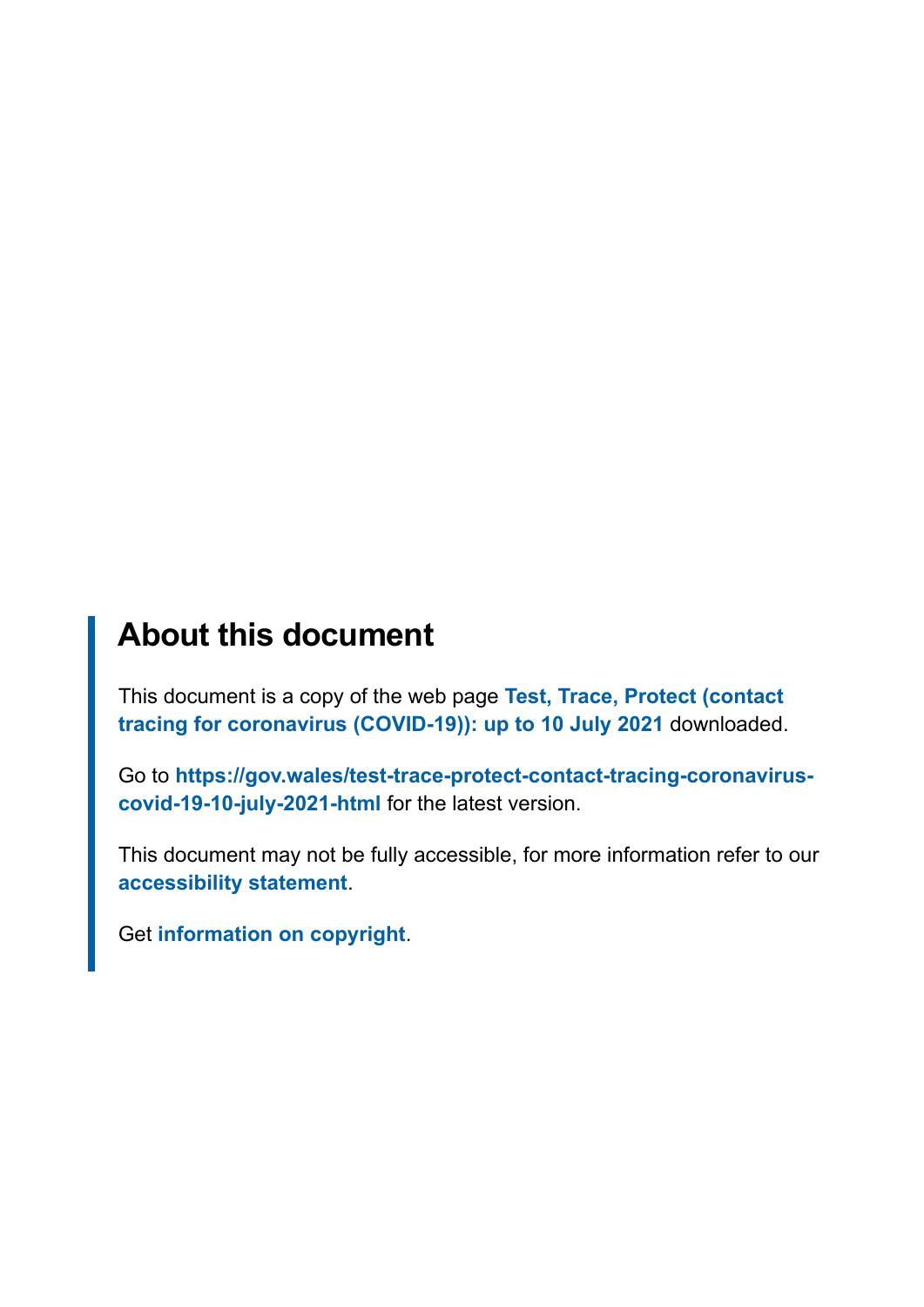## About this document

This document is a copy of the web page **Test, Trace, Protect (contact tracing for coronavirus (COVID-19)): up to 10 July 2021** downloaded.

Go to **https://gov.wales/test-trace-protect-contact-tracing-coronavirus-covid-19-10-july-2021-html** for the latest version.

This document may not be fully accessible, for more information refer to our **accessibility statement**.

Get **information on copyright**.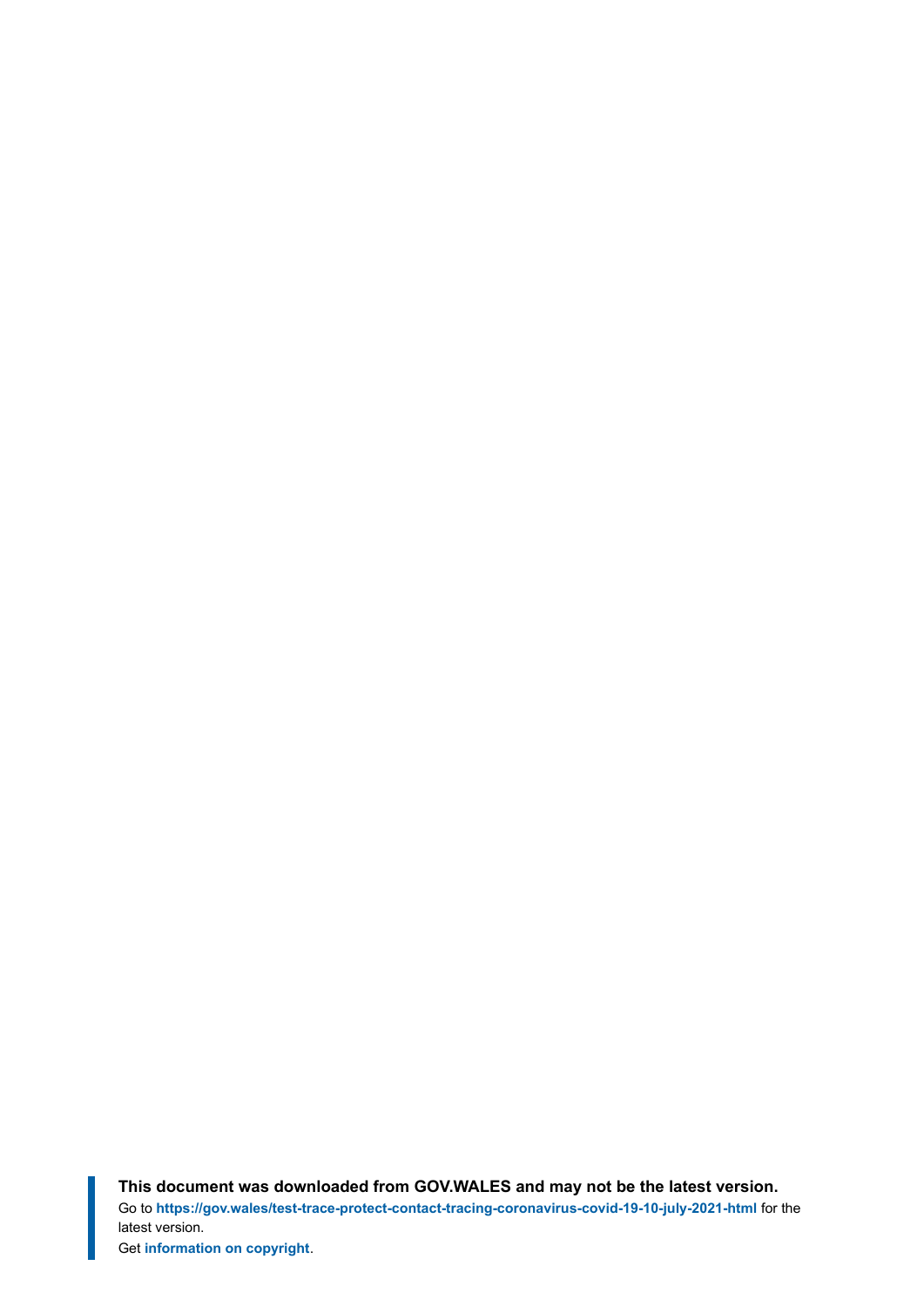**This document was downloaded from GOV.WALES and may not be the latest version.**

Go to **https://gov.wales/test-trace-protect-contact-tracing-coronavirus-covid-19-10-july-2021-html** for the latest version.

Get **information on copyright**.